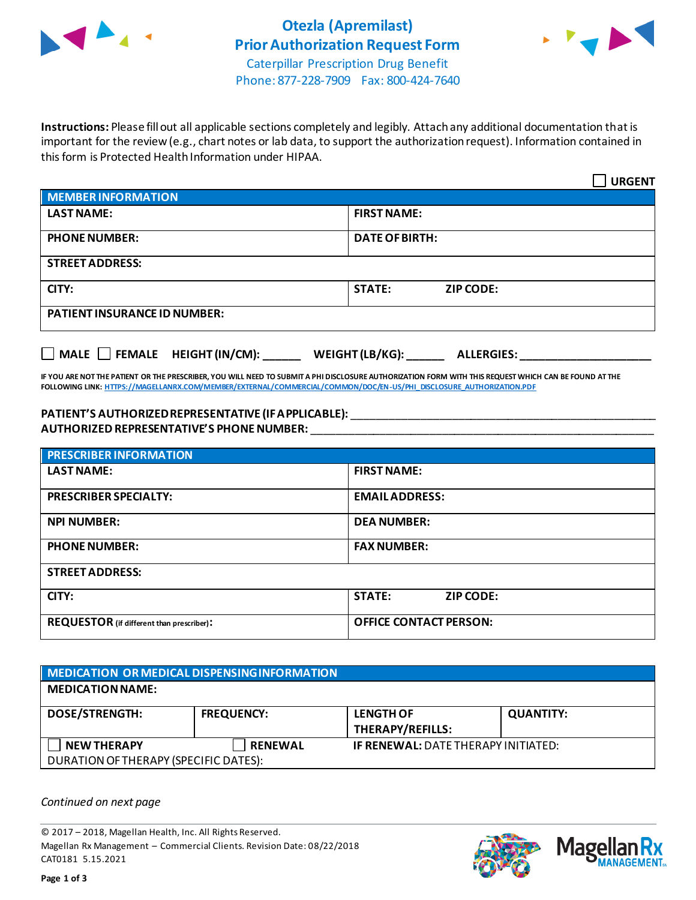# Otezla (Apremilast) Prior Authorization Request Form

Caterpillar Prescription Drug Benefit
Phone: 877-228-7909 Fax: 800-424-7640

**Instructions:** Please fill out all applicable sections completely and legibly. Attach any additional documentation that is important for the review (e.g., chart notes or lab data, to support the authorization request). Information contained in this form is Protected Health Information under HIPAA.

☐ **URGENT**

| MEMBER INFORMATION | |
|---|---|
| **LAST NAME:** | **FIRST NAME:** |
| **PHONE NUMBER:** | **DATE OF BIRTH:** |
| **STREET ADDRESS:** | |
| **CITY:** | **STATE:** **ZIP CODE:** |
| **PATIENT INSURANCE ID NUMBER:** | |

☐ **MALE** ☐ **FEMALE** **HEIGHT (IN/CM):** ______ **WEIGHT (LB/KG):** ______ **ALLERGIES:** ____________________

**IF YOU ARE NOT THE PATIENT OR THE PRESCRIBER, YOU WILL NEED TO SUBMIT A PHI DISCLOSURE AUTHORIZATION FORM WITH THIS REQUEST WHICH CAN BE FOUND AT THE FOLLOWING LINK: HTTPS://MAGELLANRX.COM/MEMBER/EXTERNAL/COMMERCIAL/COMMON/DOC/EN-US/PHI_DISCLOSURE_AUTHORIZATION.PDF**

**PATIENT'S AUTHORIZED REPRESENTATIVE (IF APPLICABLE):** ____________________________________________
**AUTHORIZED REPRESENTATIVE'S PHONE NUMBER:** ____________________________________________

| PRESCRIBER INFORMATION | |
|---|---|
| **LAST NAME:** | **FIRST NAME:** |
| **PRESCRIBER SPECIALTY:** | **EMAIL ADDRESS:** |
| **NPI NUMBER:** | **DEA NUMBER:** |
| **PHONE NUMBER:** | **FAX NUMBER:** |
| **STREET ADDRESS:** | |
| **CITY:** | **STATE:** **ZIP CODE:** |
| **REQUESTOR** (if different than prescriber)**:** | **OFFICE CONTACT PERSON:** |

| MEDICATION OR MEDICAL DISPENSING INFORMATION | | | |
|---|---|---|---|
| **MEDICATION NAME:** | | | |
| **DOSE/STRENGTH:** | **FREQUENCY:** | **LENGTH OF THERAPY/REFILLS:** | **QUANTITY:** |
| ☐ **NEW THERAPY** | ☐ **RENEWAL** | **IF RENEWAL:** DATE THERAPY INITIATED: | |
| DURATION OF THERAPY (SPECIFIC DATES): | | | |

*Continued on next page*

© 2017 – 2018, Magellan Health, Inc. All Rights Reserved.
Magellan Rx Management – Commercial Clients. Revision Date: 08/22/2018
CAT0181 5.15.2021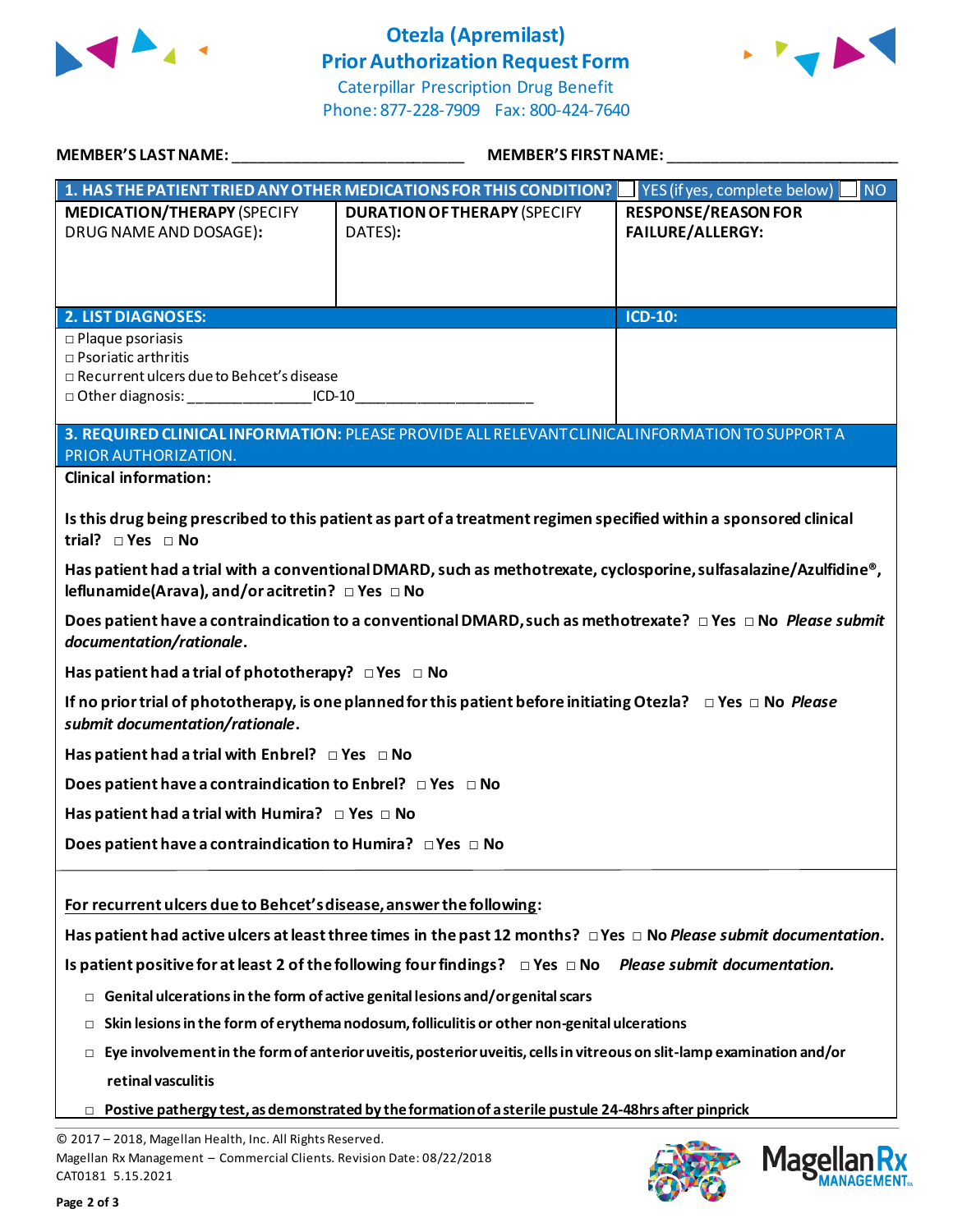# Otezla (Apremilast)
## Prior Authorization Request Form

Caterpillar Prescription Drug Benefit
Phone: 877-228-7909 Fax: 800-424-7640

**MEMBER'S LAST NAME:** ___________________________ **MEMBER'S FIRST NAME:** ___________________________

| **1. HAS THE PATIENT TRIED ANY OTHER MEDICATIONS FOR THIS CONDITION?** ☐ YES (if yes, complete below) ☐ NO | | |
|---|---|---|
| **MEDICATION/THERAPY** (SPECIFY DRUG NAME AND DOSAGE): | **DURATION OF THERAPY** (SPECIFY DATES): | **RESPONSE/REASON FOR FAILURE/ALLERGY:** |
| | | |

| **2. LIST DIAGNOSES:** | **ICD-10:** |
|---|---|
| □ Plaque psoriasis<br>□ Psoriatic arthritis<br>□ Recurrent ulcers due to Behcet's disease<br>□ Other diagnosis: _______________ICD-10______________________ | |

**3. REQUIRED CLINICAL INFORMATION:** PLEASE PROVIDE ALL RELEVANT CLINICAL INFORMATION TO SUPPORT A PRIOR AUTHORIZATION.

**Clinical information:**

**Is this drug being prescribed to this patient as part of a treatment regimen specified within a sponsored clinical trial?** □ Yes □ No

**Has patient had a trial with a conventional DMARD, such as methotrexate, cyclosporine, sulfasalazine/Azulfidine®, leflunamide(Arava), and/or acitretin?** □ Yes □ No

**Does patient have a contraindication to a conventional DMARD, such as methotrexate?** □ Yes □ No ***Please submit documentation/rationale*.**

**Has patient had a trial of phototherapy?** □ Yes □ No

**If no prior trial of phototherapy, is one planned for this patient before initiating Otezla?** □ Yes □ No ***Please submit documentation/rationale*.**

**Has patient had a trial with Enbrel?** □ Yes □ No

**Does patient have a contraindication to Enbrel?** □ Yes □ No

**Has patient had a trial with Humira?** □ Yes □ No

**Does patient have a contraindication to Humira?** □ Yes □ No

**<u>For recurrent ulcers due to Behcet's disease, answer the following</u>:**

**Has patient had active ulcers at least three times in the past 12 months?** □ Yes □ No ***Please submit documentation*.**

**Is patient positive for at least 2 of the following four findings?** □ Yes □ No ***Please submit documentation.***

- □ **Genital ulcerations in the form of active genital lesions and/or genital scars**
- □ **Skin lesions in the form of erythema nodosum, folliculitis or other non-genital ulcerations**
- □ **Eye involvement in the form of anterior uveitis, posterior uveitis, cells in vitreous on slit-lamp examination and/or retinal vasculitis**
- □ **Postive pathergy test, as demonstrated by the formation of a sterile pustule 24-48hrs after pinprick**

© 2017 – 2018, Magellan Health, Inc. All Rights Reserved.
Magellan Rx Management – Commercial Clients. Revision Date: 08/22/2018
CAT0181 5.15.2021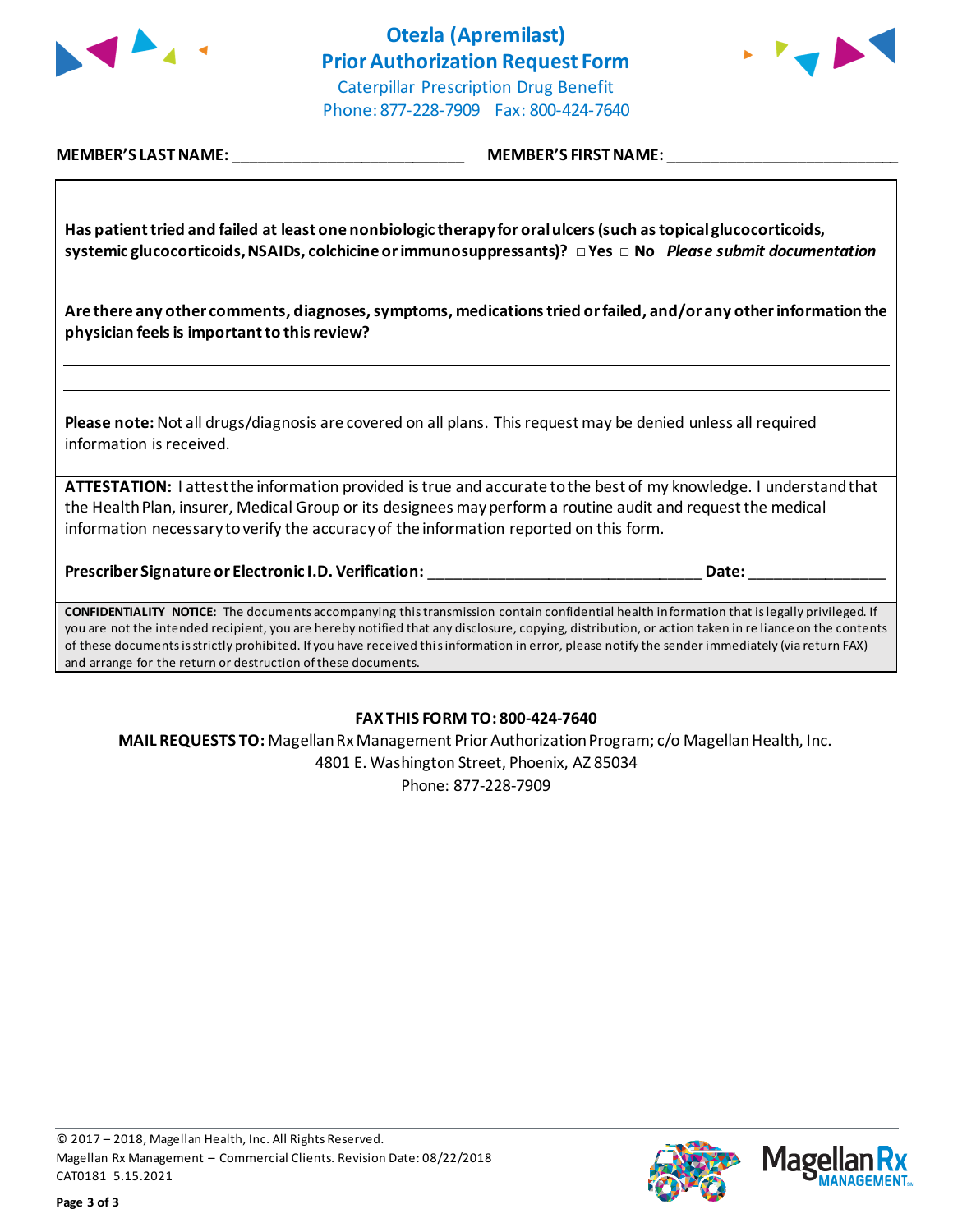# Otezla (Apremilast) Prior Authorization Request Form

Caterpillar Prescription Drug Benefit

Phone: 877-228-7909 Fax: 800-424-7640

**MEMBER'S LAST NAME:** ___________________________ **MEMBER'S FIRST NAME:** ___________________________

**Has patient tried and failed at least one nonbiologic therapy for oral ulcers (such as topical glucocorticoids, systemic glucocorticoids, NSAIDs, colchicine or immunosuppressants)?** ☐ **Yes** ☐ **No** ***Please submit documentation***

**Are there any other comments, diagnoses, symptoms, medications tried or failed, and/or any other information the physician feels is important to this review?**

___________________________________________________________________________

___________________________________________________________________________

**Please note:** Not all drugs/diagnosis are covered on all plans. This request may be denied unless all required information is received.

**ATTESTATION:** I attest the information provided is true and accurate to the best of my knowledge. I understand that the Health Plan, insurer, Medical Group or its designees may perform a routine audit and request the medical information necessary to verify the accuracy of the information reported on this form.

**Prescriber Signature or Electronic I.D. Verification:** ________________________________ **Date:** ________________

**CONFIDENTIALITY NOTICE:** The documents accompanying this transmission contain confidential health information that is legally privileged. If you are not the intended recipient, you are hereby notified that any disclosure, copying, distribution, or action taken in reliance on the contents of these documents is strictly prohibited. If you have received this information in error, please notify the sender immediately (via return FAX) and arrange for the return or destruction of these documents.

**FAX THIS FORM TO: 800-424-7640**

**MAIL REQUESTS TO:** Magellan Rx Management Prior Authorization Program; c/o Magellan Health, Inc.
4801 E. Washington Street, Phoenix, AZ 85034
Phone: 877-228-7909

© 2017 – 2018, Magellan Health, Inc. All Rights Reserved.
Magellan Rx Management – Commercial Clients. Revision Date: 08/22/2018
CAT0181 5.15.2021